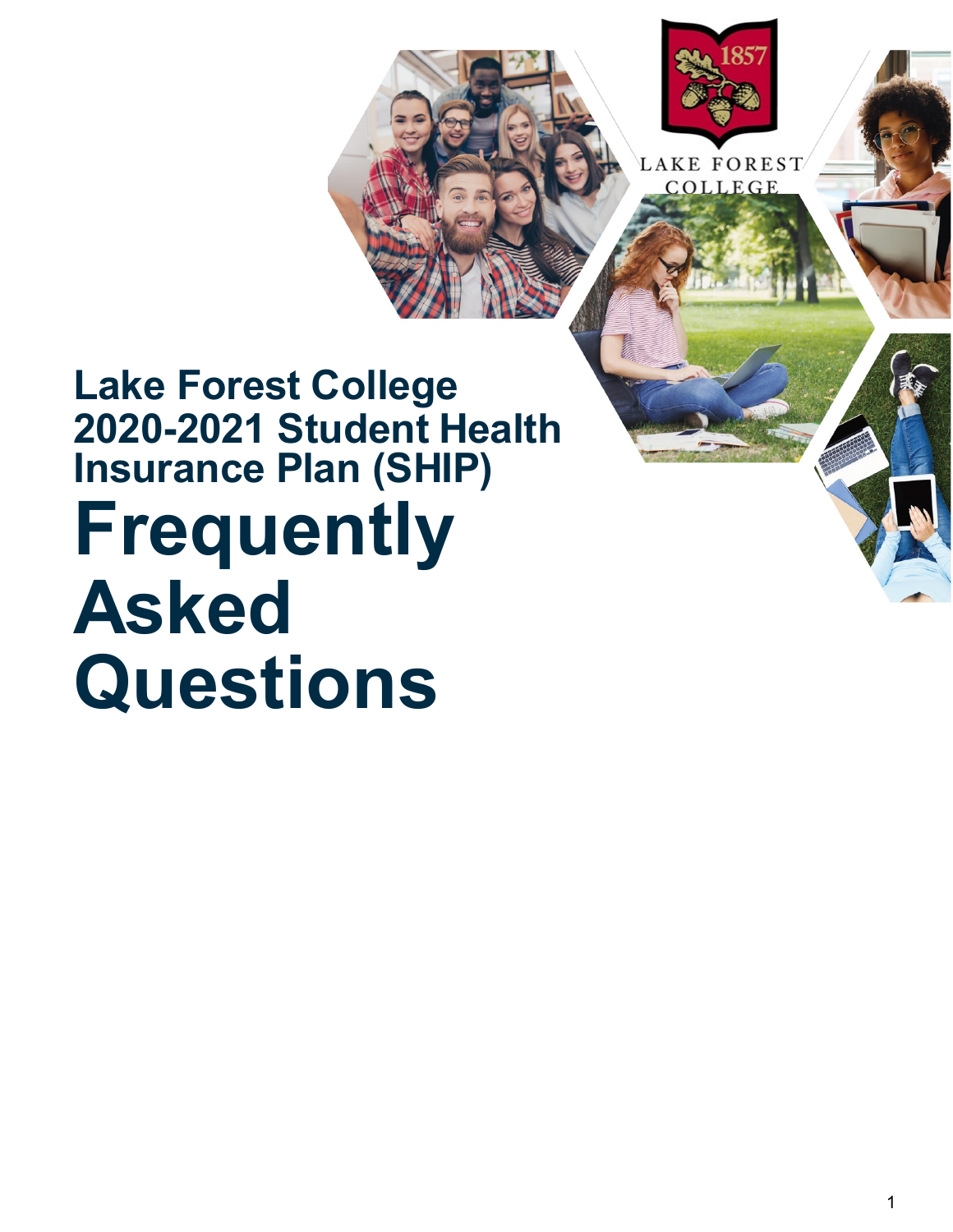# Lake Forest College 2020-2021 Student Health Insurance Plan (SHIP)

# Frequently Asked Questions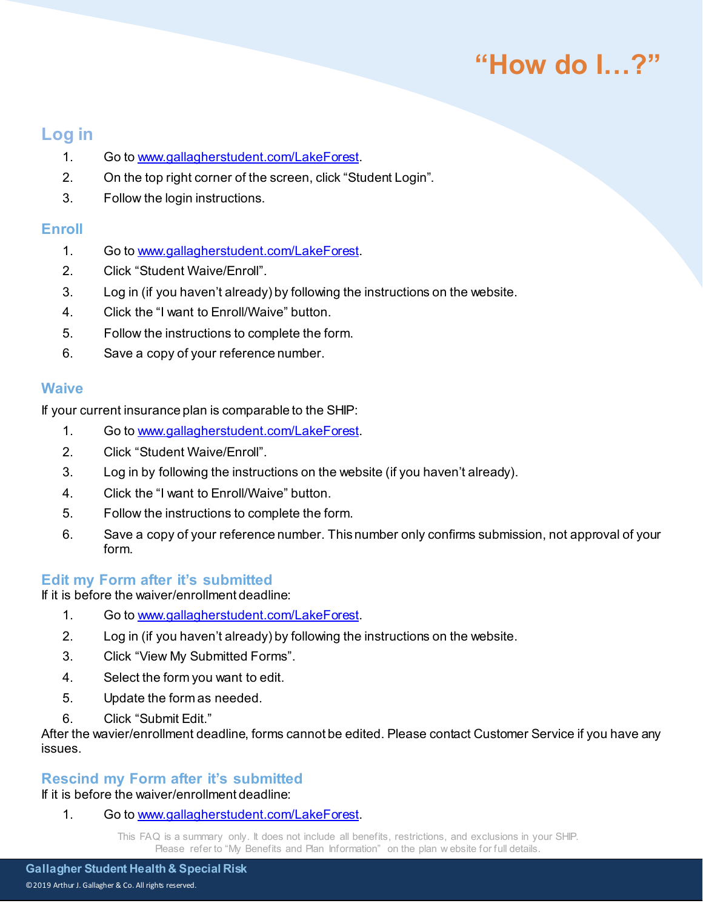# "How do I…?"

## Log in

1. Go to [www.gallagherstudent.com/LakeForest](http://www.gallagherstudent.com/LakeForest).
2. On the top right corner of the screen, click "Student Login".
3. Follow the login instructions.

## Enroll

1. Go to [www.gallagherstudent.com/LakeForest](http://www.gallagherstudent.com/LakeForest).
2. Click "Student Waive/Enroll".
3. Log in (if you haven't already) by following the instructions on the website.
4. Click the "I want to Enroll/Waive" button.
5. Follow the instructions to complete the form.
6. Save a copy of your reference number.

## Waive

If your current insurance plan is comparable to the SHIP:

1. Go to [www.gallagherstudent.com/LakeForest](http://www.gallagherstudent.com/LakeForest).
2. Click "Student Waive/Enroll".
3. Log in by following the instructions on the website (if you haven't already).
4. Click the "I want to Enroll/Waive" button.
5. Follow the instructions to complete the form.
6. Save a copy of your reference number. This number only confirms submission, not approval of your form.

## Edit my Form after it's submitted

If it is before the waiver/enrollment deadline:

1. Go to [www.gallagherstudent.com/LakeForest](http://www.gallagherstudent.com/LakeForest).
2. Log in (if you haven't already) by following the instructions on the website.
3. Click "View My Submitted Forms".
4. Select the form you want to edit.
5. Update the form as needed.
6. Click "Submit Edit."

After the wavier/enrollment deadline, forms cannot be edited. Please contact Customer Service if you have any issues.

## Rescind my Form after it's submitted

If it is before the waiver/enrollment deadline:

1. Go to [www.gallagherstudent.com/LakeForest](http://www.gallagherstudent.com/LakeForest).

This FAQ is a summary only. It does not include all benefits, restrictions, and exclusions in your SHIP. Please refer to "My Benefits and Plan Information" on the plan website for full details.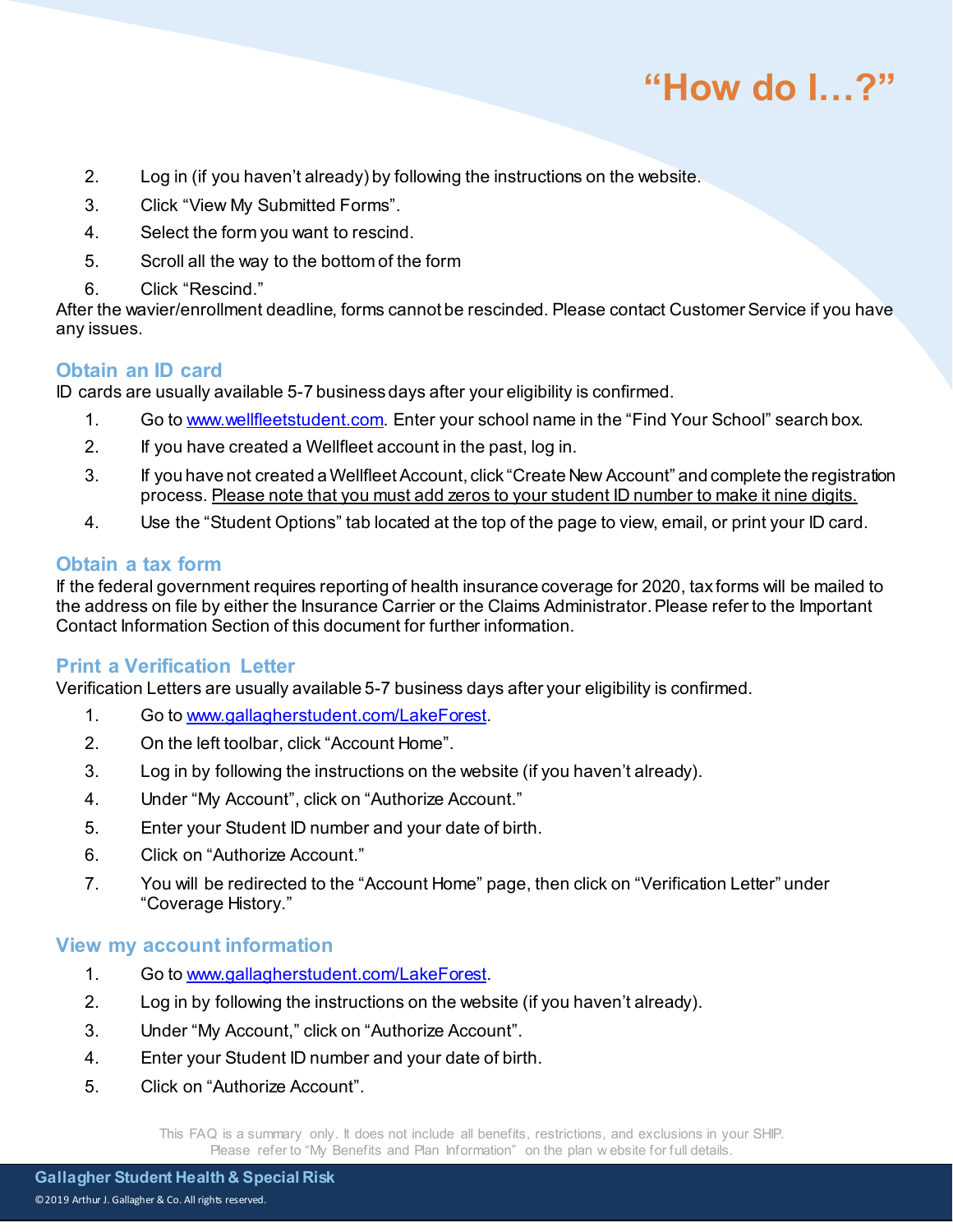# "How do I…?"

2. Log in (if you haven't already) by following the instructions on the website.
3. Click "View My Submitted Forms".
4. Select the form you want to rescind.
5. Scroll all the way to the bottom of the form
6. Click "Rescind."

After the wavier/enrollment deadline, forms cannot be rescinded. Please contact Customer Service if you have any issues.

## Obtain an ID card

ID cards are usually available 5-7 business days after your eligibility is confirmed.

1. Go to www.wellfleetstudent.com. Enter your school name in the "Find Your School" search box.
2. If you have created a Wellfleet account in the past, log in.
3. If you have not created a Wellfleet Account, click "Create New Account" and complete the registration process. Please note that you must add zeros to your student ID number to make it nine digits.
4. Use the "Student Options" tab located at the top of the page to view, email, or print your ID card.

## Obtain a tax form

If the federal government requires reporting of health insurance coverage for 2020, tax forms will be mailed to the address on file by either the Insurance Carrier or the Claims Administrator. Please refer to the Important Contact Information Section of this document for further information.

## Print a Verification Letter

Verification Letters are usually available 5-7 business days after your eligibility is confirmed.

1. Go to www.gallagherstudent.com/LakeForest.
2. On the left toolbar, click "Account Home".
3. Log in by following the instructions on the website (if you haven't already).
4. Under "My Account", click on "Authorize Account."
5. Enter your Student ID number and your date of birth.
6. Click on "Authorize Account."
7. You will be redirected to the "Account Home" page, then click on "Verification Letter" under "Coverage History."

## View my account information

1. Go to www.gallagherstudent.com/LakeForest.
2. Log in by following the instructions on the website (if you haven't already).
3. Under "My Account," click on "Authorize Account".
4. Enter your Student ID number and your date of birth.
5. Click on "Authorize Account".

This FAQ is a summary only. It does not include all benefits, restrictions, and exclusions in your SHIP. Please refer to "My Benefits and Plan Information" on the plan website for full details.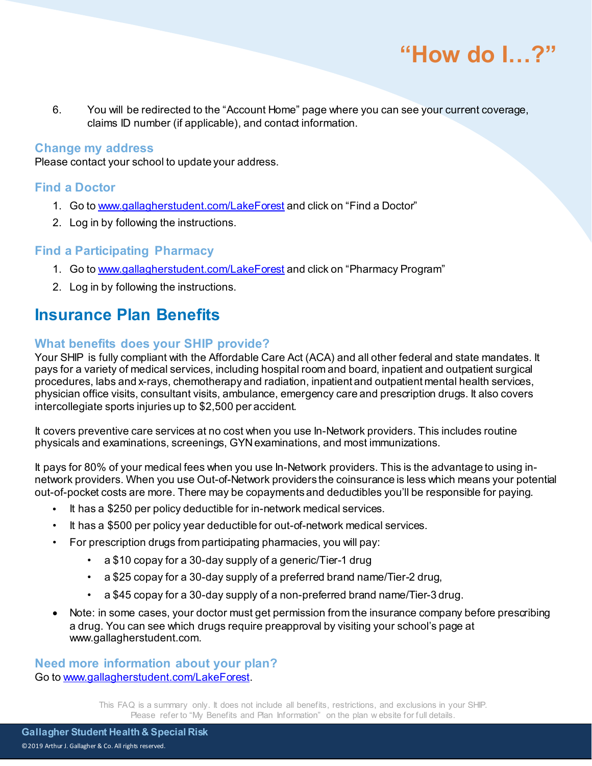# "How do I…?"

6. You will be redirected to the "Account Home" page where you can see your current coverage, claims ID number (if applicable), and contact information.

### Change my address

Please contact your school to update your address.

### Find a Doctor

1. Go to [www.gallagherstudent.com/LakeForest](http://www.gallagherstudent.com/LakeForest) and click on "Find a Doctor"
2. Log in by following the instructions.

### Find a Participating Pharmacy

1. Go to [www.gallagherstudent.com/LakeForest](http://www.gallagherstudent.com/LakeForest) and click on "Pharmacy Program"
2. Log in by following the instructions.

## Insurance Plan Benefits

### What benefits does your SHIP provide?

Your SHIP is fully compliant with the Affordable Care Act (ACA) and all other federal and state mandates. It pays for a variety of medical services, including hospital room and board, inpatient and outpatient surgical procedures, labs and x-rays, chemotherapy and radiation, inpatient and outpatient mental health services, physician office visits, consultant visits, ambulance, emergency care and prescription drugs. It also covers intercollegiate sports injuries up to $2,500 per accident.

It covers preventive care services at no cost when you use In-Network providers. This includes routine physicals and examinations, screenings, GYN examinations, and most immunizations.

It pays for 80% of your medical fees when you use In-Network providers. This is the advantage to using in-network providers. When you use Out-of-Network providers the coinsurance is less which means your potential out-of-pocket costs are more. There may be copayments and deductibles you'll be responsible for paying.

- It has a $250 per policy deductible for in-network medical services.
- It has a $500 per policy year deductible for out-of-network medical services.
- For prescription drugs from participating pharmacies, you will pay:
  - a $10 copay for a 30-day supply of a generic/Tier-1 drug
  - a $25 copay for a 30-day supply of a preferred brand name/Tier-2 drug,
  - a $45 copay for a 30-day supply of a non-preferred brand name/Tier-3 drug.
- Note: in some cases, your doctor must get permission from the insurance company before prescribing a drug. You can see which drugs require preapproval by visiting your school's page at www.gallagherstudent.com.

### Need more information about your plan?

Go to [www.gallagherstudent.com/LakeForest](http://www.gallagherstudent.com/LakeForest).

This FAQ is a summary only. It does not include all benefits, restrictions, and exclusions in your SHIP. Please refer to "My Benefits and Plan Information" on the plan website for full details.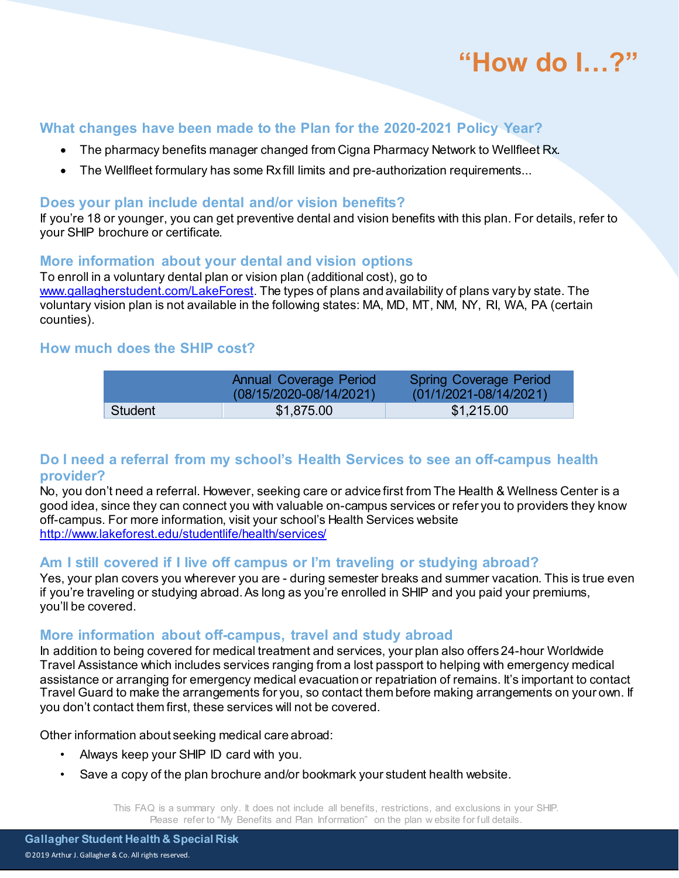# "How do I…?"

## What changes have been made to the Plan for the 2020-2021 Policy Year?

- The pharmacy benefits manager changed from Cigna Pharmacy Network to Wellfleet Rx.
- The Wellfleet formulary has some Rx fill limits and pre-authorization requirements...

## Does your plan include dental and/or vision benefits?

If you're 18 or younger, you can get preventive dental and vision benefits with this plan. For details, refer to your SHIP brochure or certificate.

## More information about your dental and vision options

To enroll in a voluntary dental plan or vision plan (additional cost), go to [www.gallagherstudent.com/LakeForest](www.gallagherstudent.com/LakeForest). The types of plans and availability of plans vary by state. The voluntary vision plan is not available in the following states: MA, MD, MT, NM, NY, RI, WA, PA (certain counties).

## How much does the SHIP cost?

| | Annual Coverage Period (08/15/2020-08/14/2021) | Spring Coverage Period (01/1/2021-08/14/2021) |
|---|---|---|
| Student | $1,875.00 | $1,215.00 |

## Do I need a referral from my school's Health Services to see an off-campus health provider?

No, you don't need a referral. However, seeking care or advice first from The Health & Wellness Center is a good idea, since they can connect you with valuable on-campus services or refer you to providers they know off-campus. For more information, visit your school's Health Services website [http://www.lakeforest.edu/studentlife/health/services/](http://www.lakeforest.edu/studentlife/health/services/)

## Am I still covered if I live off campus or I'm traveling or studying abroad?

Yes, your plan covers you wherever you are - during semester breaks and summer vacation. This is true even if you're traveling or studying abroad. As long as you're enrolled in SHIP and you paid your premiums, you'll be covered.

## More information about off-campus, travel and study abroad

In addition to being covered for medical treatment and services, your plan also offers 24-hour Worldwide Travel Assistance which includes services ranging from a lost passport to helping with emergency medical assistance or arranging for emergency medical evacuation or repatriation of remains. It's important to contact Travel Guard to make the arrangements for you, so contact them before making arrangements on your own. If you don't contact them first, these services will not be covered.

Other information about seeking medical care abroad:

- Always keep your SHIP ID card with you.
- Save a copy of the plan brochure and/or bookmark your student health website.

This FAQ is a summary only. It does not include all benefits, restrictions, and exclusions in your SHIP. Please refer to "My Benefits and Plan Information" on the plan website for full details.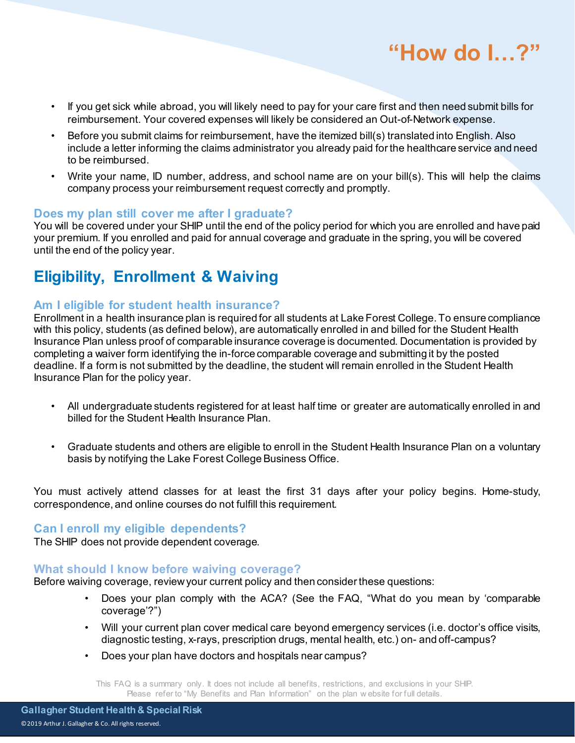# "How do I…?"

- If you get sick while abroad, you will likely need to pay for your care first and then need submit bills for reimbursement. Your covered expenses will likely be considered an Out-of-Network expense.
- Before you submit claims for reimbursement, have the itemized bill(s) translated into English. Also include a letter informing the claims administrator you already paid for the healthcare service and need to be reimbursed.
- Write your name, ID number, address, and school name are on your bill(s). This will help the claims company process your reimbursement request correctly and promptly.

### Does my plan still cover me after I graduate?

You will be covered under your SHIP until the end of the policy period for which you are enrolled and have paid your premium. If you enrolled and paid for annual coverage and graduate in the spring, you will be covered until the end of the policy year.

## Eligibility, Enrollment & Waiving

### Am I eligible for student health insurance?

Enrollment in a health insurance plan is required for all students at Lake Forest College. To ensure compliance with this policy, students (as defined below), are automatically enrolled in and billed for the Student Health Insurance Plan unless proof of comparable insurance coverage is documented. Documentation is provided by completing a waiver form identifying the in-force comparable coverage and submitting it by the posted deadline. If a form is not submitted by the deadline, the student will remain enrolled in the Student Health Insurance Plan for the policy year.

- All undergraduate students registered for at least half time or greater are automatically enrolled in and billed for the Student Health Insurance Plan.
- Graduate students and others are eligible to enroll in the Student Health Insurance Plan on a voluntary basis by notifying the Lake Forest College Business Office.

You must actively attend classes for at least the first 31 days after your policy begins. Home-study, correspondence, and online courses do not fulfill this requirement.

### Can I enroll my eligible dependents?

The SHIP does not provide dependent coverage.

### What should I know before waiving coverage?

Before waiving coverage, review your current policy and then consider these questions:

- Does your plan comply with the ACA? (See the FAQ, "What do you mean by 'comparable coverage'?")
- Will your current plan cover medical care beyond emergency services (i.e. doctor's office visits, diagnostic testing, x-rays, prescription drugs, mental health, etc.) on- and off-campus?
- Does your plan have doctors and hospitals near campus?

This FAQ is a summary only. It does not include all benefits, restrictions, and exclusions in your SHIP. Please refer to "My Benefits and Plan Information" on the plan website for full details.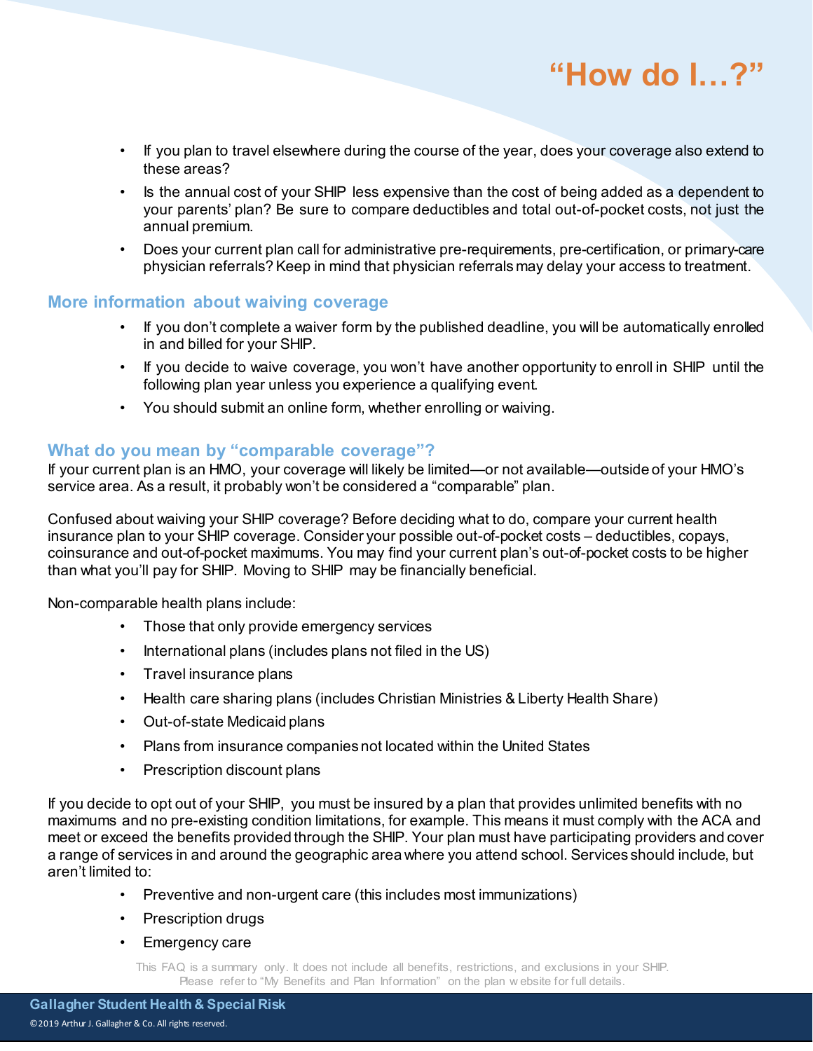# "How do I…?"

- If you plan to travel elsewhere during the course of the year, does your coverage also extend to these areas?
- Is the annual cost of your SHIP less expensive than the cost of being added as a dependent to your parents' plan? Be sure to compare deductibles and total out-of-pocket costs, not just the annual premium.
- Does your current plan call for administrative pre-requirements, pre-certification, or primary-care physician referrals? Keep in mind that physician referrals may delay your access to treatment.

## More information about waiving coverage

- If you don't complete a waiver form by the published deadline, you will be automatically enrolled in and billed for your SHIP.
- If you decide to waive coverage, you won't have another opportunity to enroll in SHIP until the following plan year unless you experience a qualifying event.
- You should submit an online form, whether enrolling or waiving.

## What do you mean by "comparable coverage"?

If your current plan is an HMO, your coverage will likely be limited—or not available—outside of your HMO's service area. As a result, it probably won't be considered a "comparable" plan.

Confused about waiving your SHIP coverage? Before deciding what to do, compare your current health insurance plan to your SHIP coverage. Consider your possible out-of-pocket costs – deductibles, copays, coinsurance and out-of-pocket maximums. You may find your current plan's out-of-pocket costs to be higher than what you'll pay for SHIP. Moving to SHIP may be financially beneficial.

Non-comparable health plans include:

- Those that only provide emergency services
- International plans (includes plans not filed in the US)
- Travel insurance plans
- Health care sharing plans (includes Christian Ministries & Liberty Health Share)
- Out-of-state Medicaid plans
- Plans from insurance companies not located within the United States
- Prescription discount plans

If you decide to opt out of your SHIP, you must be insured by a plan that provides unlimited benefits with no maximums and no pre-existing condition limitations, for example. This means it must comply with the ACA and meet or exceed the benefits provided through the SHIP. Your plan must have participating providers and cover a range of services in and around the geographic area where you attend school. Services should include, but aren't limited to:

- Preventive and non-urgent care (this includes most immunizations)
- Prescription drugs
- Emergency care

This FAQ is a summary only. It does not include all benefits, restrictions, and exclusions in your SHIP. Please refer to "My Benefits and Plan Information" on the plan website for full details.

Gallagher Student Health & Special Risk

©2019 Arthur J. Gallagher & Co. All rights reserved.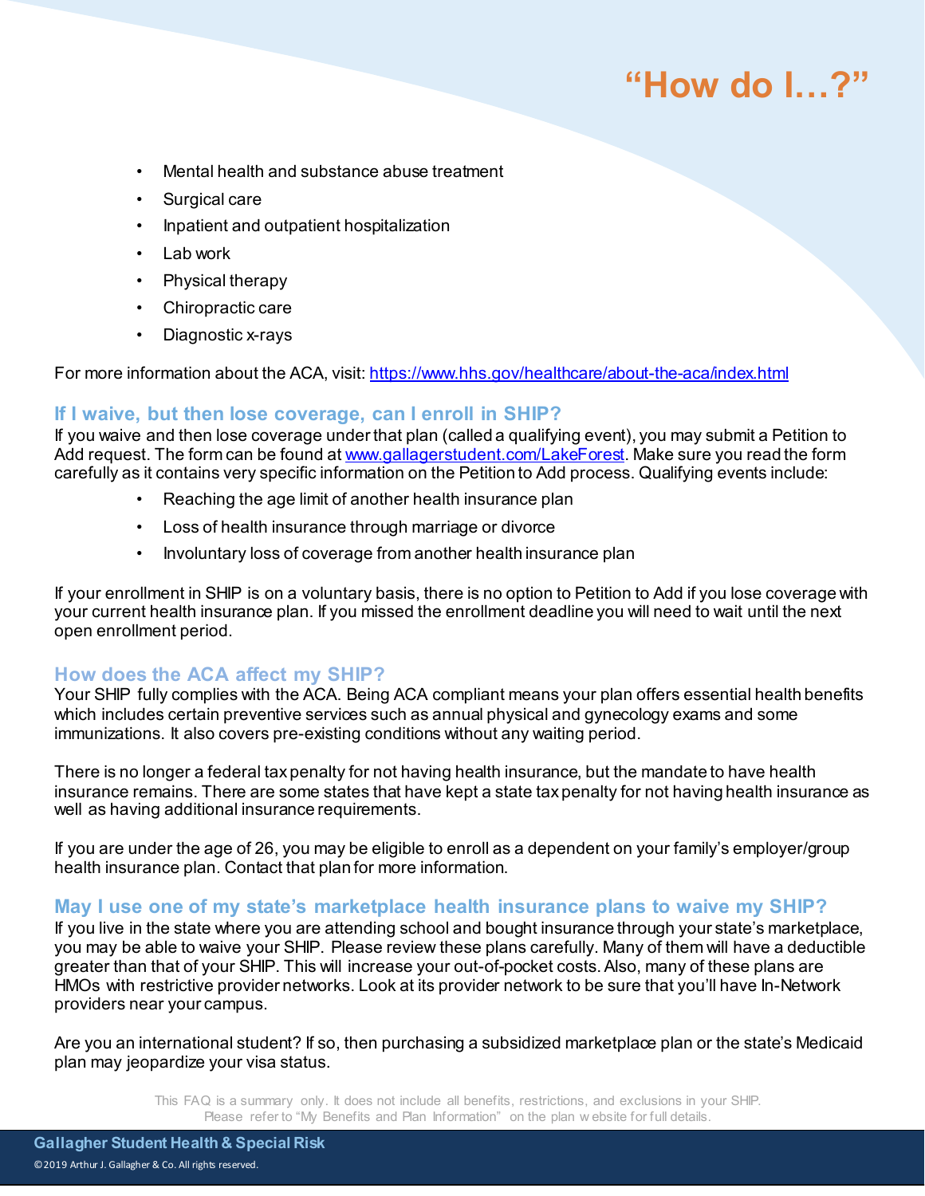# "How do I…?"

- Mental health and substance abuse treatment
- Surgical care
- Inpatient and outpatient hospitalization
- Lab work
- Physical therapy
- Chiropractic care
- Diagnostic x-rays

For more information about the ACA, visit: [https://www.hhs.gov/healthcare/about-the-aca/index.html](https://www.hhs.gov/healthcare/about-the-aca/index.html)

### If I waive, but then lose coverage, can I enroll in SHIP?

If you waive and then lose coverage under that plan (called a qualifying event), you may submit a Petition to Add request. The form can be found at [www.gallagerstudent.com/LakeForest](www.gallagerstudent.com/LakeForest). Make sure you read the form carefully as it contains very specific information on the Petition to Add process. Qualifying events include:

- Reaching the age limit of another health insurance plan
- Loss of health insurance through marriage or divorce
- Involuntary loss of coverage from another health insurance plan

If your enrollment in SHIP is on a voluntary basis, there is no option to Petition to Add if you lose coverage with your current health insurance plan. If you missed the enrollment deadline you will need to wait until the next open enrollment period.

### How does the ACA affect my SHIP?

Your SHIP fully complies with the ACA. Being ACA compliant means your plan offers essential health benefits which includes certain preventive services such as annual physical and gynecology exams and some immunizations. It also covers pre-existing conditions without any waiting period.

There is no longer a federal tax penalty for not having health insurance, but the mandate to have health insurance remains. There are some states that have kept a state tax penalty for not having health insurance as well as having additional insurance requirements.

If you are under the age of 26, you may be eligible to enroll as a dependent on your family's employer/group health insurance plan. Contact that plan for more information.

### May I use one of my state's marketplace health insurance plans to waive my SHIP?

If you live in the state where you are attending school and bought insurance through your state's marketplace, you may be able to waive your SHIP. Please review these plans carefully. Many of them will have a deductible greater than that of your SHIP. This will increase your out-of-pocket costs. Also, many of these plans are HMOs with restrictive provider networks. Look at its provider network to be sure that you'll have In-Network providers near your campus.

Are you an international student? If so, then purchasing a subsidized marketplace plan or the state's Medicaid plan may jeopardize your visa status.

This FAQ is a summary only. It does not include all benefits, restrictions, and exclusions in your SHIP. Please refer to "My Benefits and Plan Information" on the plan website for full details.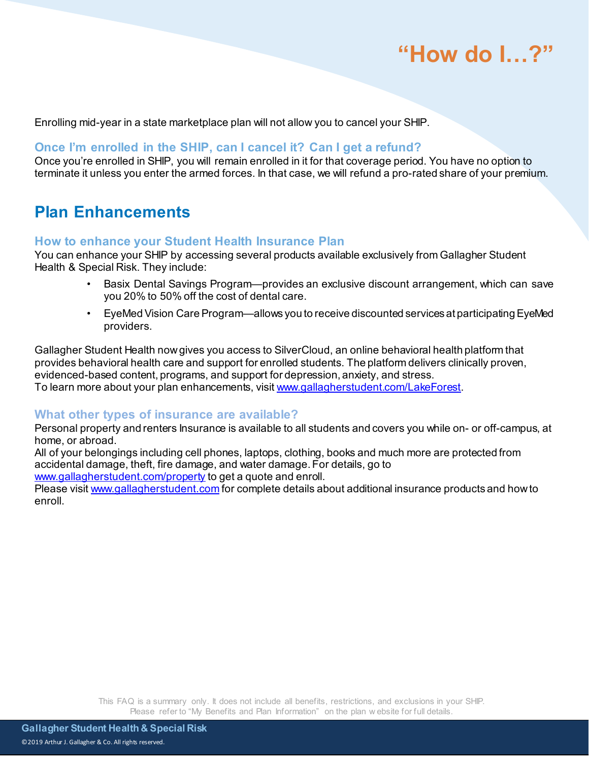# "How do I…?"

Enrolling mid-year in a state marketplace plan will not allow you to cancel your SHIP.

### Once I'm enrolled in the SHIP, can I cancel it? Can I get a refund?

Once you're enrolled in SHIP, you will remain enrolled in it for that coverage period. You have no option to terminate it unless you enter the armed forces. In that case, we will refund a pro-rated share of your premium.

## Plan Enhancements

### How to enhance your Student Health Insurance Plan

You can enhance your SHIP by accessing several products available exclusively from Gallagher Student Health & Special Risk. They include:

- Basix Dental Savings Program—provides an exclusive discount arrangement, which can save you 20% to 50% off the cost of dental care.
- EyeMed Vision Care Program—allows you to receive discounted services at participating EyeMed providers.

Gallagher Student Health now gives you access to SilverCloud, an online behavioral health platform that provides behavioral health care and support for enrolled students. The platform delivers clinically proven, evidenced-based content, programs, and support for depression, anxiety, and stress.
To learn more about your plan enhancements, visit www.gallagherstudent.com/LakeForest.

### What other types of insurance are available?

Personal property and renters Insurance is available to all students and covers you while on- or off-campus, at home, or abroad.
All of your belongings including cell phones, laptops, clothing, books and much more are protected from accidental damage, theft, fire damage, and water damage. For details, go to www.gallagherstudent.com/property to get a quote and enroll.
Please visit www.gallagherstudent.com for complete details about additional insurance products and how to enroll.

This FAQ is a summary only. It does not include all benefits, restrictions, and exclusions in your SHIP. Please refer to "My Benefits and Plan Information" on the plan website for full details.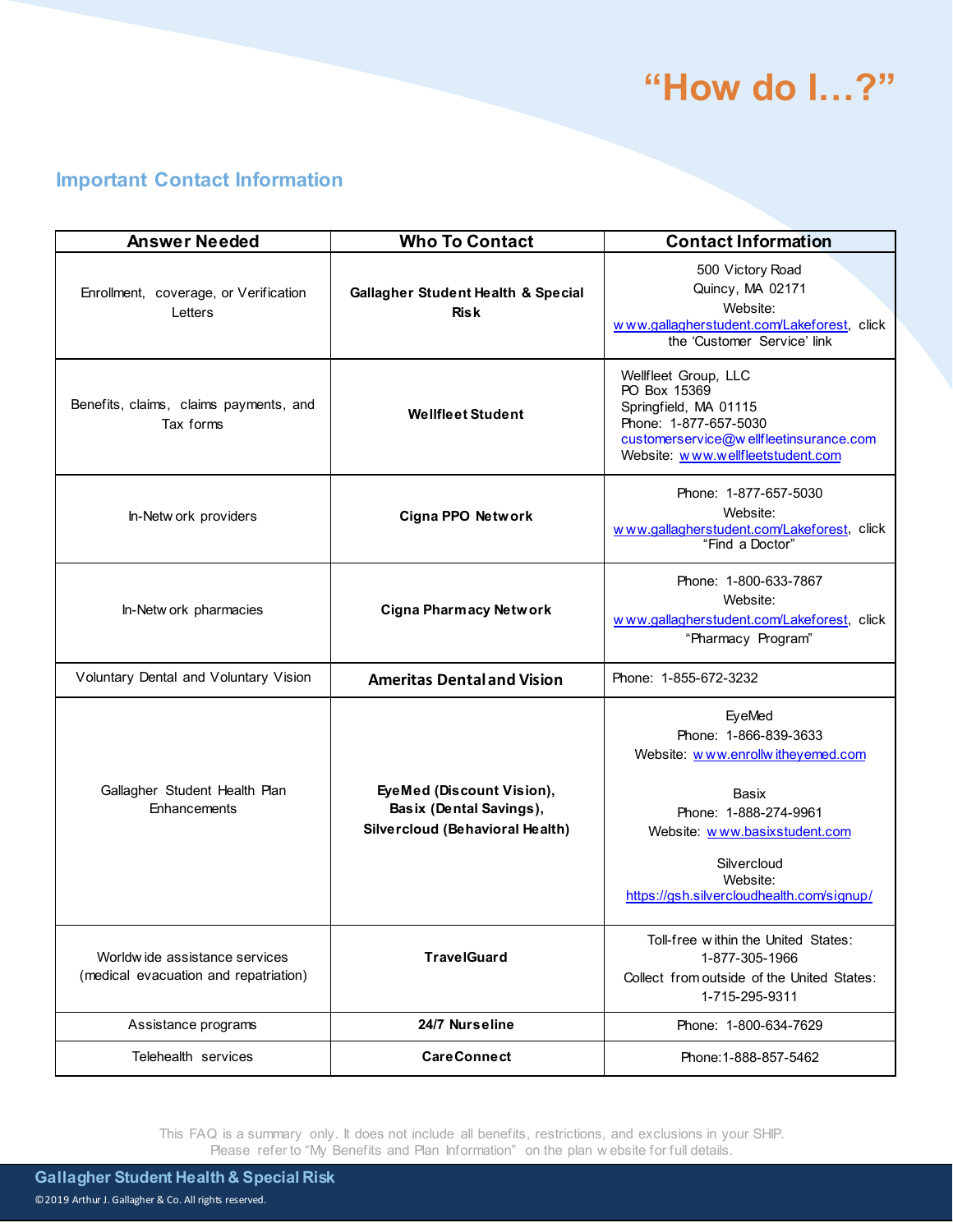# "How do I…?"

## Important Contact Information

| Answer Needed | Who To Contact | Contact Information |
| --- | --- | --- |
| Enrollment, coverage, or Verification Letters | **Gallagher Student Health & Special Risk** | 500 Victory Road<br>Quincy, MA 02171<br>Website:<br>www.gallagherstudent.com/Lakeforest, click the 'Customer Service' link |
| Benefits, claims, claims payments, and Tax forms | **Wellfleet Student** | Wellfleet Group, LLC<br>PO Box 15369<br>Springfield, MA 01115<br>Phone: 1-877-657-5030<br>customerservice@wellfleetinsurance.com<br>Website: www.wellfleetstudent.com |
| In-Network providers | **Cigna PPO Network** | Phone: 1-877-657-5030<br>Website:<br>www.gallagherstudent.com/Lakeforest, click "Find a Doctor" |
| In-Network pharmacies | **Cigna Pharmacy Network** | Phone: 1-800-633-7867<br>Website:<br>www.gallagherstudent.com/Lakeforest, click "Pharmacy Program" |
| Voluntary Dental and Voluntary Vision | **Ameritas Dental and Vision** | Phone: 1-855-672-3232 |
| Gallagher Student Health Plan Enhancements | **EyeMed (Discount Vision), Basix (Dental Savings), Silvercloud (Behavioral Health)** | EyeMed<br>Phone: 1-866-839-3633<br>Website: www.enrollwitheyemed.com<br><br>Basix<br>Phone: 1-888-274-9961<br>Website: www.basixstudent.com<br><br>Silvercloud<br>Website:<br>https://gsh.silvercloudhealth.com/signup/ |
| Worldwide assistance services (medical evacuation and repatriation) | **TravelGuard** | Toll-free within the United States:<br>1-877-305-1966<br>Collect from outside of the United States:<br>1-715-295-9311 |
| Assistance programs | **24/7 Nurseline** | Phone: 1-800-634-7629 |
| Telehealth services | **CareConnect** | Phone:1-888-857-5462 |

This FAQ is a summary only. It does not include all benefits, restrictions, and exclusions in your SHIP. Please refer to "My Benefits and Plan Information" on the plan website for full details.

**Gallagher Student Health & Special Risk**

©2019 Arthur J. Gallagher & Co. All rights reserved.